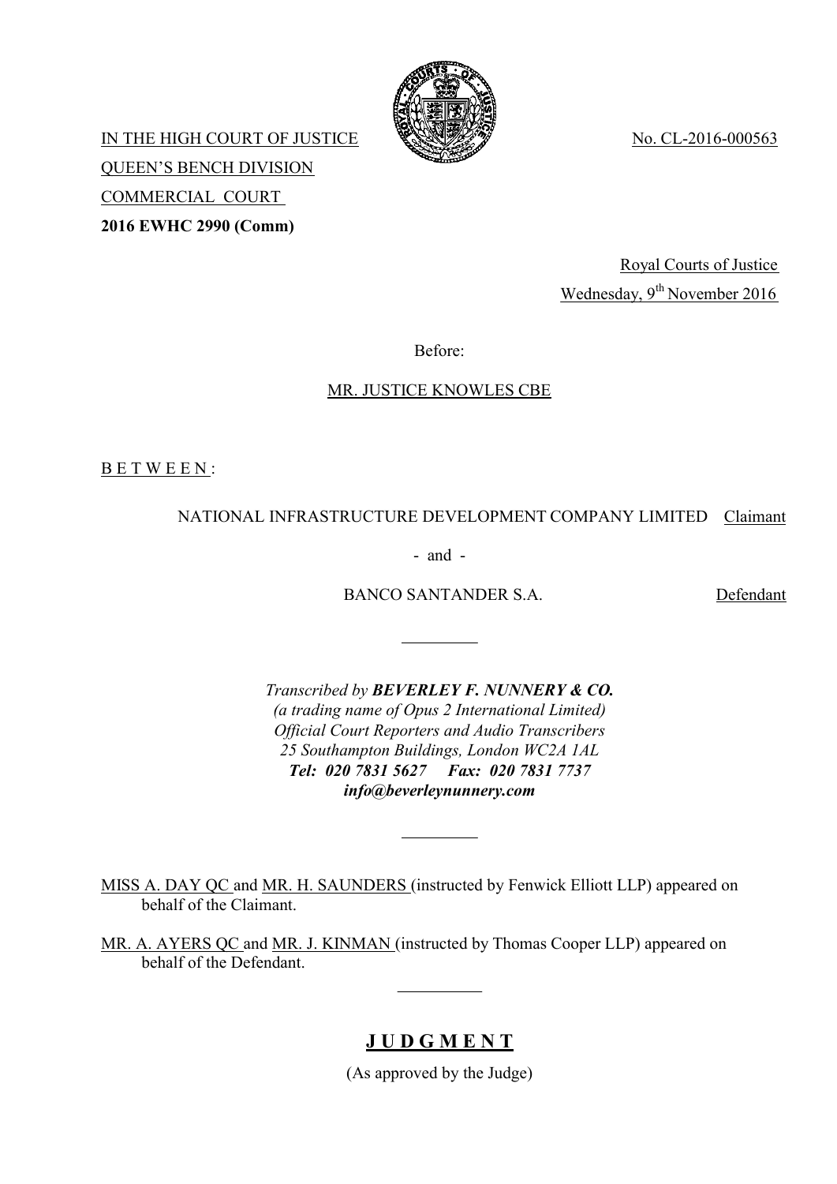IN THE HIGH COURT OF JUSTICE No. CL-2016-000563

QUEEN'S BENCH DIVISION

COMMERCIAL COURT

**2016 EWHC 2990 (Comm)**

Royal Courts of Justice

Wednesday, 9th November 2016

Before:

MR. JUSTICE KNOWLES CBE

B E T W E E N :

NATIONAL INFRASTRUCTURE DEVELOPMENT COMPANY LIMITED Claimant

- and -

BANCO SANTANDER S.A. Defendant

---

*Transcribed by* ***BEVERLEY F. NUNNERY & CO.***
*(a trading name of Opus 2 International Limited)*
*Official Court Reporters and Audio Transcribers*
*25 Southampton Buildings, London WC2A 1AL*
***Tel: 020 7831 5627 Fax: 020 7831 7737***
***info@beverleynunnery.com***

---

MISS A. DAY QC and MR. H. SAUNDERS (instructed by Fenwick Elliott LLP) appeared on behalf of the Claimant.

MR. A. AYERS QC and MR. J. KINMAN (instructed by Thomas Cooper LLP) appeared on behalf of the Defendant.

---

# J U D G M E N T

(As approved by the Judge)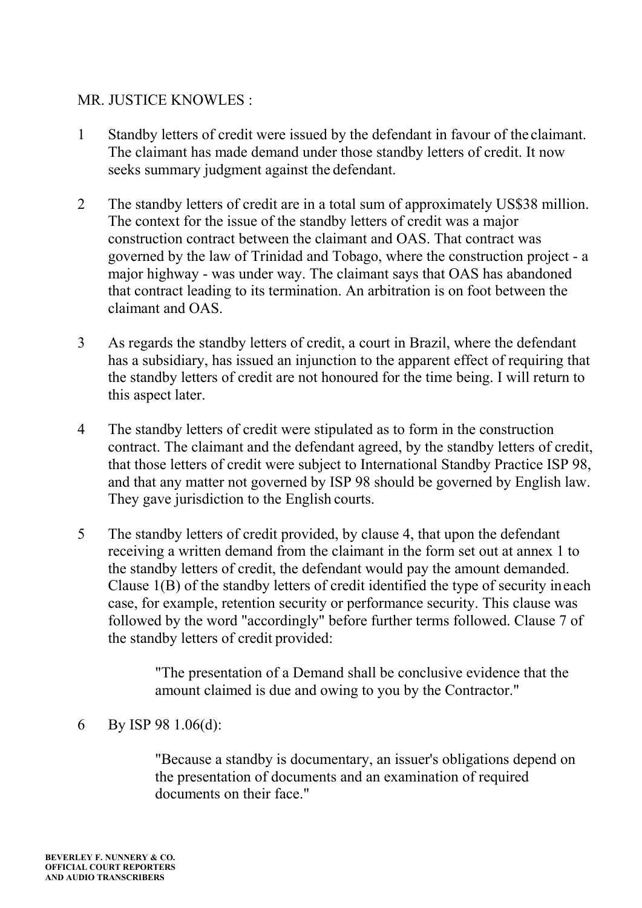MR. JUSTICE KNOWLES :

1 Standby letters of credit were issued by the defendant in favour of the claimant. The claimant has made demand under those standby letters of credit. It now seeks summary judgment against the defendant.

2 The standby letters of credit are in a total sum of approximately US$38 million. The context for the issue of the standby letters of credit was a major construction contract between the claimant and OAS. That contract was governed by the law of Trinidad and Tobago, where the construction project - a major highway - was under way. The claimant says that OAS has abandoned that contract leading to its termination. An arbitration is on foot between the claimant and OAS.

3 As regards the standby letters of credit, a court in Brazil, where the defendant has a subsidiary, has issued an injunction to the apparent effect of requiring that the standby letters of credit are not honoured for the time being. I will return to this aspect later.

4 The standby letters of credit were stipulated as to form in the construction contract. The claimant and the defendant agreed, by the standby letters of credit, that those letters of credit were subject to International Standby Practice ISP 98, and that any matter not governed by ISP 98 should be governed by English law. They gave jurisdiction to the English courts.

5 The standby letters of credit provided, by clause 4, that upon the defendant receiving a written demand from the claimant in the form set out at annex 1 to the standby letters of credit, the defendant would pay the amount demanded. Clause 1(B) of the standby letters of credit identified the type of security in each case, for example, retention security or performance security. This clause was followed by the word "accordingly" before further terms followed. Clause 7 of the standby letters of credit provided:

> "The presentation of a Demand shall be conclusive evidence that the amount claimed is due and owing to you by the Contractor."

6 By ISP 98 1.06(d):

> "Because a standby is documentary, an issuer's obligations depend on the presentation of documents and an examination of required documents on their face."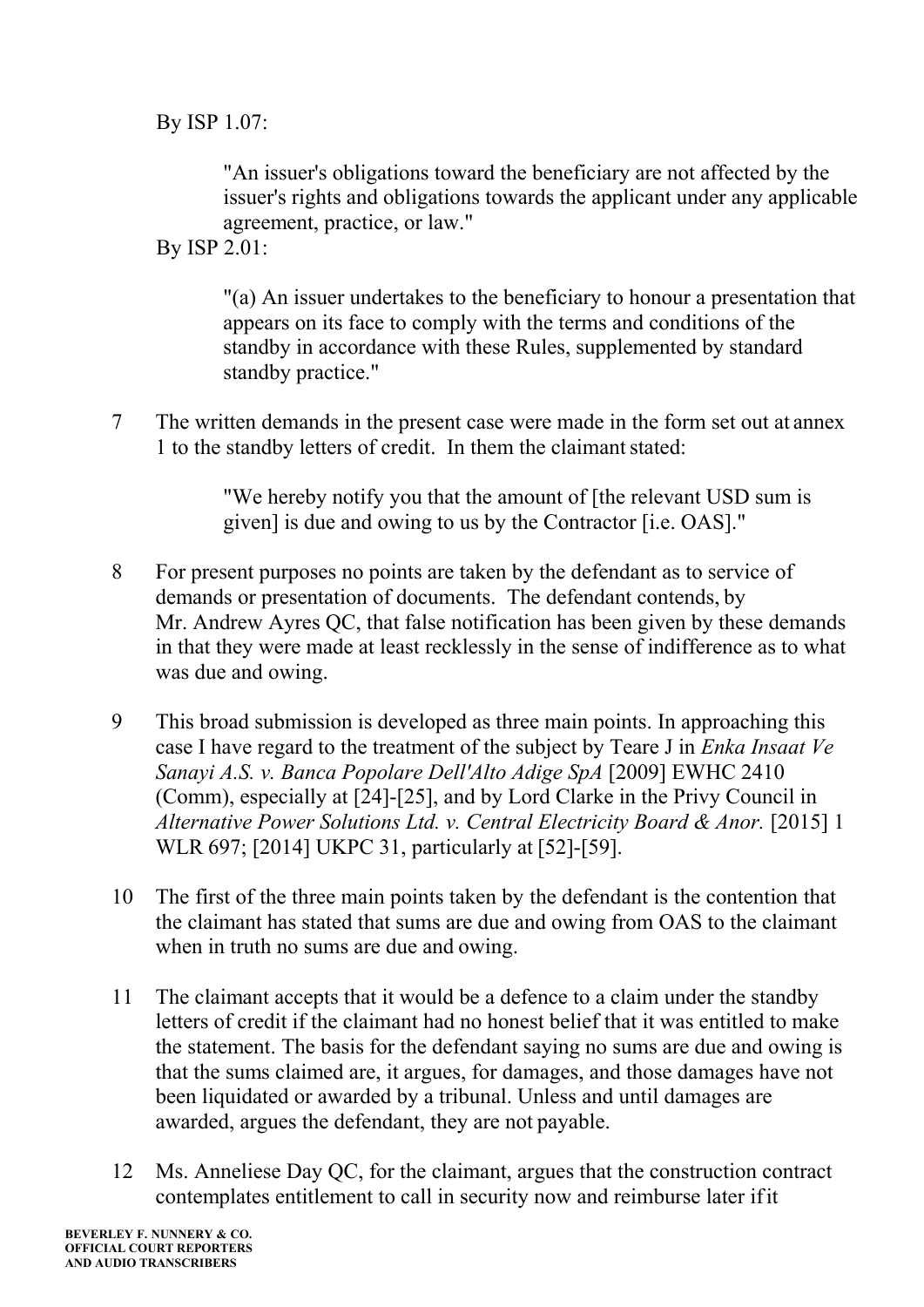By ISP 1.07:

> "An issuer's obligations toward the beneficiary are not affected by the issuer's rights and obligations towards the applicant under any applicable agreement, practice, or law."

By ISP 2.01:

> "(a) An issuer undertakes to the beneficiary to honour a presentation that appears on its face to comply with the terms and conditions of the standby in accordance with these Rules, supplemented by standard standby practice."

7 The written demands in the present case were made in the form set out at annex 1 to the standby letters of credit. In them the claimant stated:

> "We hereby notify you that the amount of [the relevant USD sum is given] is due and owing to us by the Contractor [i.e. OAS]."

8 For present purposes no points are taken by the defendant as to service of demands or presentation of documents. The defendant contends, by Mr. Andrew Ayres QC, that false notification has been given by these demands in that they were made at least recklessly in the sense of indifference as to what was due and owing.

9 This broad submission is developed as three main points. In approaching this case I have regard to the treatment of the subject by Teare J in *Enka Insaat Ve Sanayi A.S. v. Banca Popolare Dell'Alto Adige SpA* [2009] EWHC 2410 (Comm), especially at [24]-[25], and by Lord Clarke in the Privy Council in *Alternative Power Solutions Ltd. v. Central Electricity Board & Anor.* [2015] 1 WLR 697; [2014] UKPC 31, particularly at [52]-[59].

10 The first of the three main points taken by the defendant is the contention that the claimant has stated that sums are due and owing from OAS to the claimant when in truth no sums are due and owing.

11 The claimant accepts that it would be a defence to a claim under the standby letters of credit if the claimant had no honest belief that it was entitled to make the statement. The basis for the defendant saying no sums are due and owing is that the sums claimed are, it argues, for damages, and those damages have not been liquidated or awarded by a tribunal. Unless and until damages are awarded, argues the defendant, they are not payable.

12 Ms. Anneliese Day QC, for the claimant, argues that the construction contract contemplates entitlement to call in security now and reimburse later if it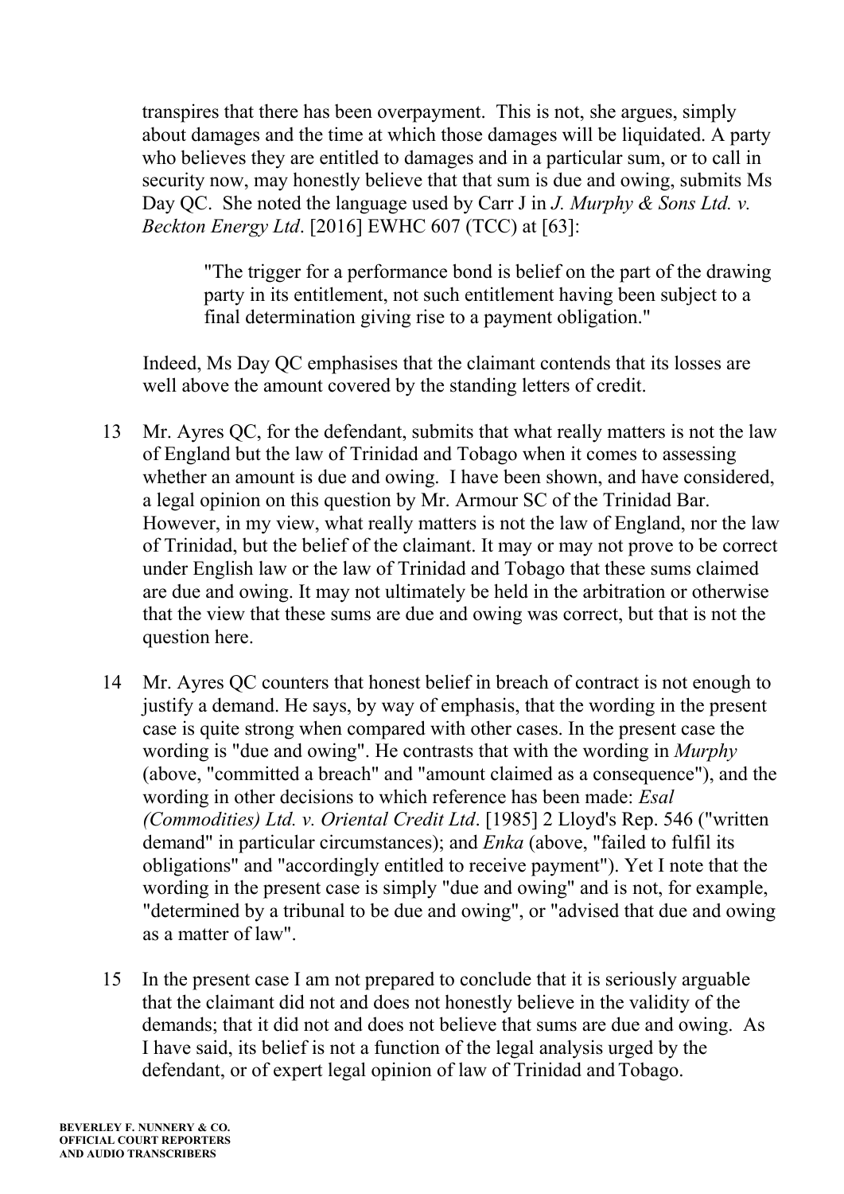transpires that there has been overpayment. This is not, she argues, simply about damages and the time at which those damages will be liquidated. A party who believes they are entitled to damages and in a particular sum, or to call in security now, may honestly believe that that sum is due and owing, submits Ms Day QC. She noted the language used by Carr J in *J. Murphy & Sons Ltd. v. Beckton Energy Ltd*. [2016] EWHC 607 (TCC) at [63]:

> "The trigger for a performance bond is belief on the part of the drawing party in its entitlement, not such entitlement having been subject to a final determination giving rise to a payment obligation."

Indeed, Ms Day QC emphasises that the claimant contends that its losses are well above the amount covered by the standing letters of credit.

13 Mr. Ayres QC, for the defendant, submits that what really matters is not the law of England but the law of Trinidad and Tobago when it comes to assessing whether an amount is due and owing. I have been shown, and have considered, a legal opinion on this question by Mr. Armour SC of the Trinidad Bar. However, in my view, what really matters is not the law of England, nor the law of Trinidad, but the belief of the claimant. It may or may not prove to be correct under English law or the law of Trinidad and Tobago that these sums claimed are due and owing. It may not ultimately be held in the arbitration or otherwise that the view that these sums are due and owing was correct, but that is not the question here.

14 Mr. Ayres QC counters that honest belief in breach of contract is not enough to justify a demand. He says, by way of emphasis, that the wording in the present case is quite strong when compared with other cases. In the present case the wording is "due and owing". He contrasts that with the wording in *Murphy* (above, "committed a breach" and "amount claimed as a consequence"), and the wording in other decisions to which reference has been made: *Esal (Commodities) Ltd. v. Oriental Credit Ltd*. [1985] 2 Lloyd's Rep. 546 ("written demand" in particular circumstances); and *Enka* (above, "failed to fulfil its obligations" and "accordingly entitled to receive payment"). Yet I note that the wording in the present case is simply "due and owing" and is not, for example, "determined by a tribunal to be due and owing", or "advised that due and owing as a matter of law".

15 In the present case I am not prepared to conclude that it is seriously arguable that the claimant did not and does not honestly believe in the validity of the demands; that it did not and does not believe that sums are due and owing. As I have said, its belief is not a function of the legal analysis urged by the defendant, or of expert legal opinion of law of Trinidad and Tobago.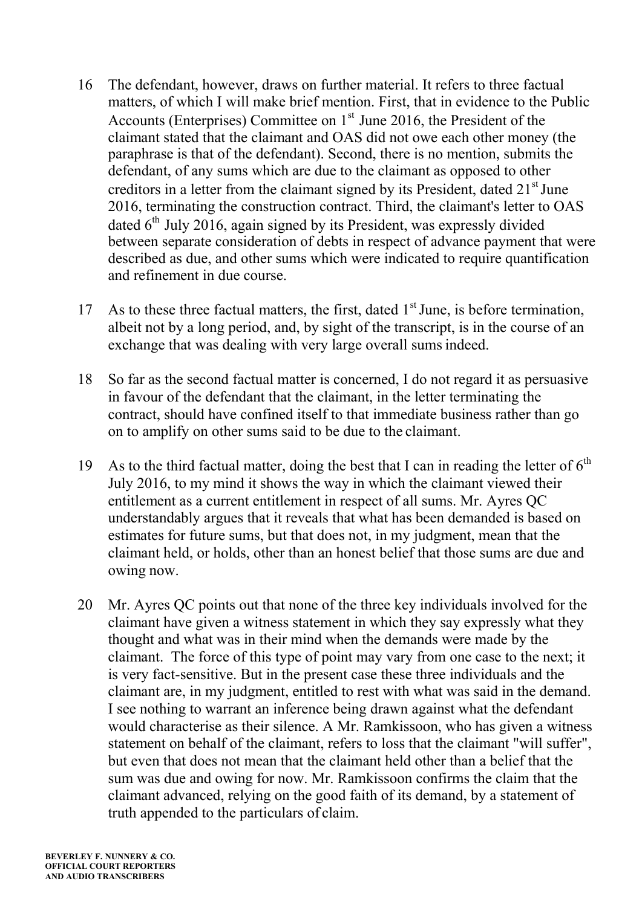16 The defendant, however, draws on further material. It refers to three factual matters, of which I will make brief mention. First, that in evidence to the Public Accounts (Enterprises) Committee on 1st June 2016, the President of the claimant stated that the claimant and OAS did not owe each other money (the paraphrase is that of the defendant). Second, there is no mention, submits the defendant, of any sums which are due to the claimant as opposed to other creditors in a letter from the claimant signed by its President, dated 21st June 2016, terminating the construction contract. Third, the claimant's letter to OAS dated 6th July 2016, again signed by its President, was expressly divided between separate consideration of debts in respect of advance payment that were described as due, and other sums which were indicated to require quantification and refinement in due course.

17 As to these three factual matters, the first, dated 1st June, is before termination, albeit not by a long period, and, by sight of the transcript, is in the course of an exchange that was dealing with very large overall sums indeed.

18 So far as the second factual matter is concerned, I do not regard it as persuasive in favour of the defendant that the claimant, in the letter terminating the contract, should have confined itself to that immediate business rather than go on to amplify on other sums said to be due to the claimant.

19 As to the third factual matter, doing the best that I can in reading the letter of 6th July 2016, to my mind it shows the way in which the claimant viewed their entitlement as a current entitlement in respect of all sums. Mr. Ayres QC understandably argues that it reveals that what has been demanded is based on estimates for future sums, but that does not, in my judgment, mean that the claimant held, or holds, other than an honest belief that those sums are due and owing now.

20 Mr. Ayres QC points out that none of the three key individuals involved for the claimant have given a witness statement in which they say expressly what they thought and what was in their mind when the demands were made by the claimant. The force of this type of point may vary from one case to the next; it is very fact-sensitive. But in the present case these three individuals and the claimant are, in my judgment, entitled to rest with what was said in the demand. I see nothing to warrant an inference being drawn against what the defendant would characterise as their silence. A Mr. Ramkissoon, who has given a witness statement on behalf of the claimant, refers to loss that the claimant "will suffer", but even that does not mean that the claimant held other than a belief that the sum was due and owing for now. Mr. Ramkissoon confirms the claim that the claimant advanced, relying on the good faith of its demand, by a statement of truth appended to the particulars of claim.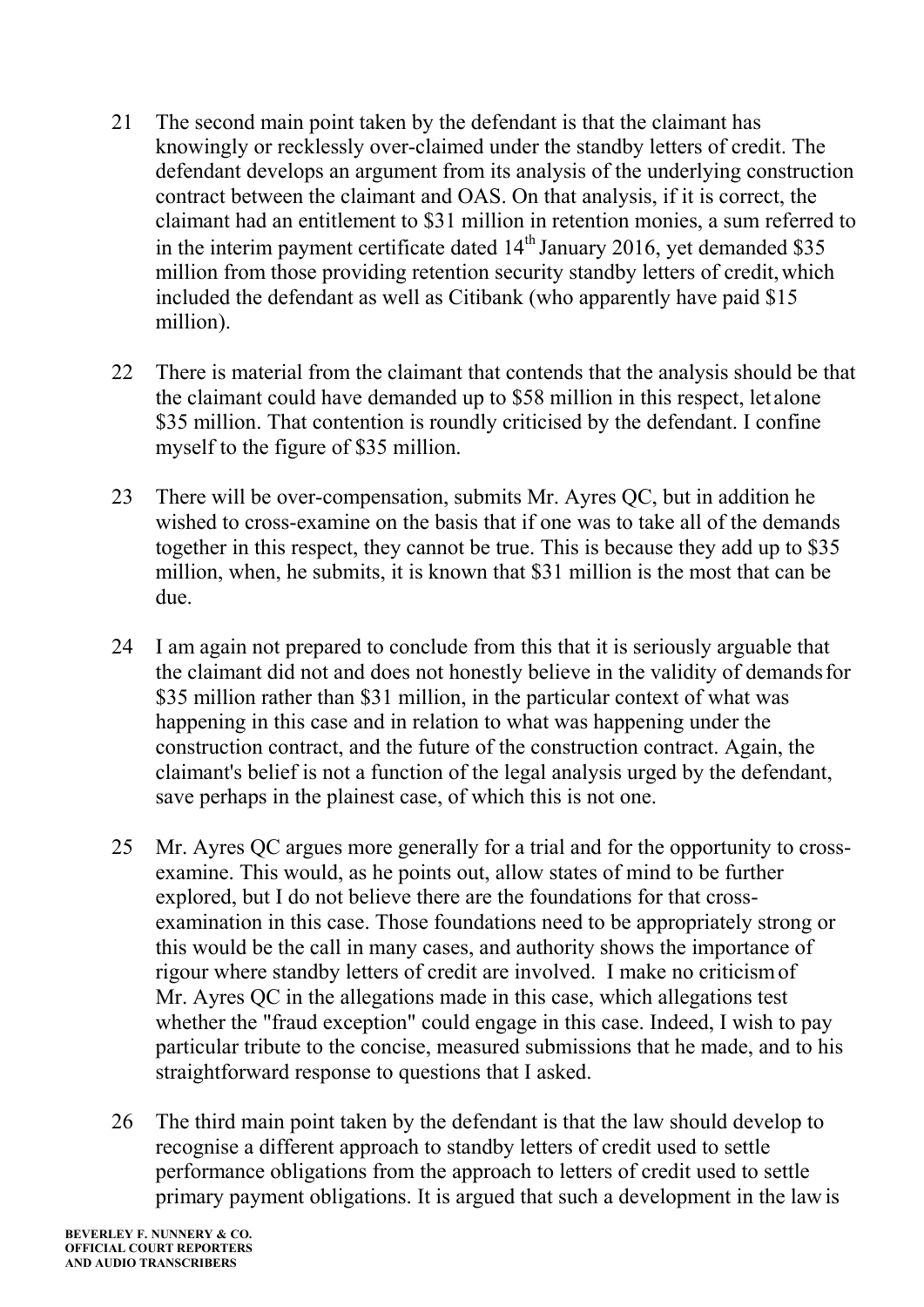21 The second main point taken by the defendant is that the claimant has knowingly or recklessly over-claimed under the standby letters of credit. The defendant develops an argument from its analysis of the underlying construction contract between the claimant and OAS. On that analysis, if it is correct, the claimant had an entitlement to $31 million in retention monies, a sum referred to in the interim payment certificate dated 14th January 2016, yet demanded $35 million from those providing retention security standby letters of credit, which included the defendant as well as Citibank (who apparently have paid $15 million).

22 There is material from the claimant that contends that the analysis should be that the claimant could have demanded up to $58 million in this respect, let alone $35 million. That contention is roundly criticised by the defendant. I confine myself to the figure of $35 million.

23 There will be over-compensation, submits Mr. Ayres QC, but in addition he wished to cross-examine on the basis that if one was to take all of the demands together in this respect, they cannot be true. This is because they add up to $35 million, when, he submits, it is known that $31 million is the most that can be due.

24 I am again not prepared to conclude from this that it is seriously arguable that the claimant did not and does not honestly believe in the validity of demands for $35 million rather than $31 million, in the particular context of what was happening in this case and in relation to what was happening under the construction contract, and the future of the construction contract. Again, the claimant's belief is not a function of the legal analysis urged by the defendant, save perhaps in the plainest case, of which this is not one.

25 Mr. Ayres QC argues more generally for a trial and for the opportunity to cross-examine. This would, as he points out, allow states of mind to be further explored, but I do not believe there are the foundations for that cross-examination in this case. Those foundations need to be appropriately strong or this would be the call in many cases, and authority shows the importance of rigour where standby letters of credit are involved. I make no criticism of Mr. Ayres QC in the allegations made in this case, which allegations test whether the "fraud exception" could engage in this case. Indeed, I wish to pay particular tribute to the concise, measured submissions that he made, and to his straightforward response to questions that I asked.

26 The third main point taken by the defendant is that the law should develop to recognise a different approach to standby letters of credit used to settle performance obligations from the approach to letters of credit used to settle primary payment obligations. It is argued that such a development in the law is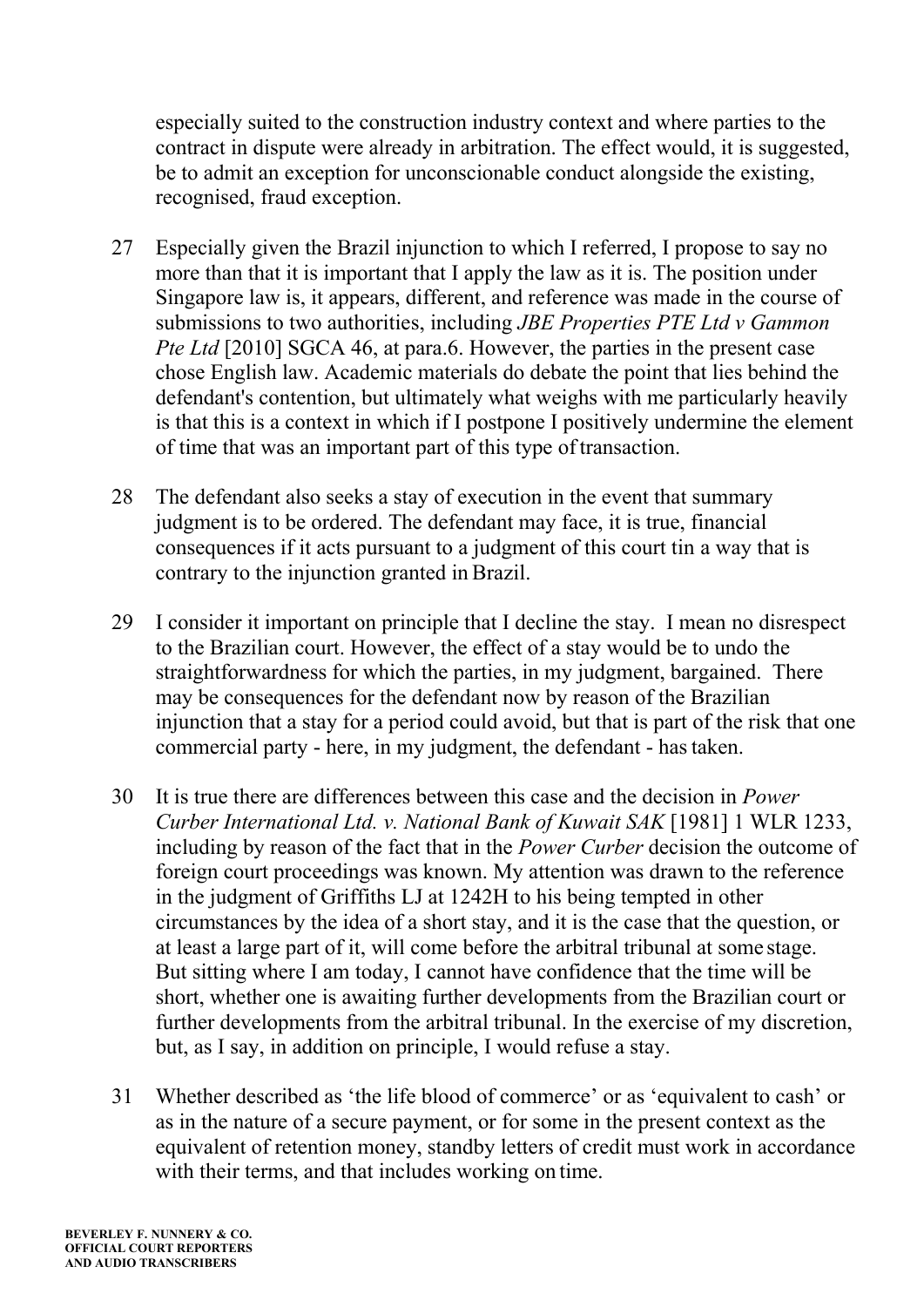especially suited to the construction industry context and where parties to the contract in dispute were already in arbitration. The effect would, it is suggested, be to admit an exception for unconscionable conduct alongside the existing, recognised, fraud exception.

27 Especially given the Brazil injunction to which I referred, I propose to say no more than that it is important that I apply the law as it is. The position under Singapore law is, it appears, different, and reference was made in the course of submissions to two authorities, including *JBE Properties PTE Ltd v Gammon Pte Ltd* [2010] SGCA 46, at para.6. However, the parties in the present case chose English law. Academic materials do debate the point that lies behind the defendant's contention, but ultimately what weighs with me particularly heavily is that this is a context in which if I postpone I positively undermine the element of time that was an important part of this type of transaction.

28 The defendant also seeks a stay of execution in the event that summary judgment is to be ordered. The defendant may face, it is true, financial consequences if it acts pursuant to a judgment of this court tin a way that is contrary to the injunction granted in Brazil.

29 I consider it important on principle that I decline the stay. I mean no disrespect to the Brazilian court. However, the effect of a stay would be to undo the straightforwardness for which the parties, in my judgment, bargained. There may be consequences for the defendant now by reason of the Brazilian injunction that a stay for a period could avoid, but that is part of the risk that one commercial party - here, in my judgment, the defendant - has taken.

30 It is true there are differences between this case and the decision in *Power Curber International Ltd. v. National Bank of Kuwait SAK* [1981] 1 WLR 1233, including by reason of the fact that in the *Power Curber* decision the outcome of foreign court proceedings was known. My attention was drawn to the reference in the judgment of Griffiths LJ at 1242H to his being tempted in other circumstances by the idea of a short stay, and it is the case that the question, or at least a large part of it, will come before the arbitral tribunal at some stage. But sitting where I am today, I cannot have confidence that the time will be short, whether one is awaiting further developments from the Brazilian court or further developments from the arbitral tribunal. In the exercise of my discretion, but, as I say, in addition on principle, I would refuse a stay.

31 Whether described as 'the life blood of commerce' or as 'equivalent to cash' or as in the nature of a secure payment, or for some in the present context as the equivalent of retention money, standby letters of credit must work in accordance with their terms, and that includes working on time.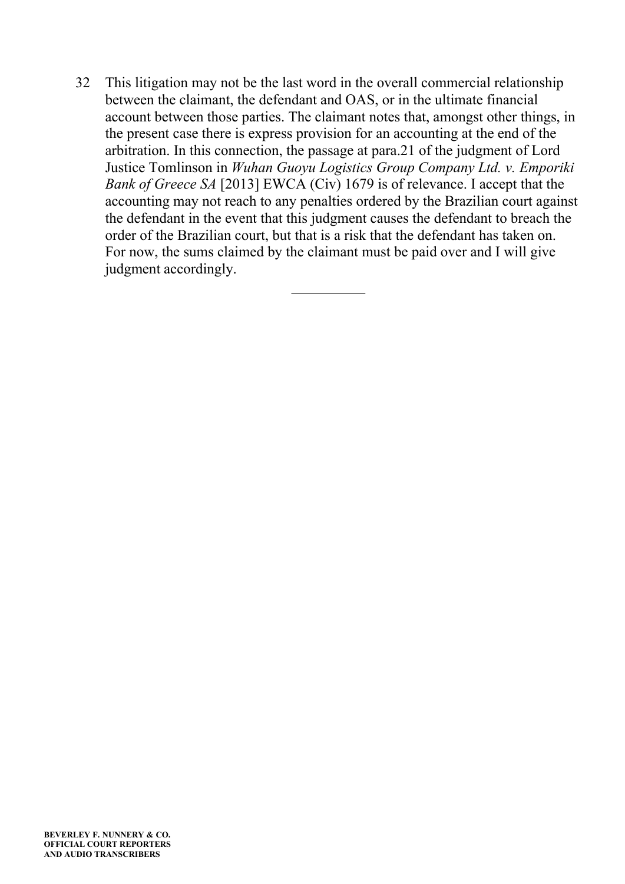32 This litigation may not be the last word in the overall commercial relationship between the claimant, the defendant and OAS, or in the ultimate financial account between those parties. The claimant notes that, amongst other things, in the present case there is express provision for an accounting at the end of the arbitration. In this connection, the passage at para.21 of the judgment of Lord Justice Tomlinson in *Wuhan Guoyu Logistics Group Company Ltd. v. Emporiki Bank of Greece SA* [2013] EWCA (Civ) 1679 is of relevance. I accept that the accounting may not reach to any penalties ordered by the Brazilian court against the defendant in the event that this judgment causes the defendant to breach the order of the Brazilian court, but that is a risk that the defendant has taken on. For now, the sums claimed by the claimant must be paid over and I will give judgment accordingly.

---

**BEVERLEY F. NUNNERY & CO.**
**OFFICIAL COURT REPORTERS**
**AND AUDIO TRANSCRIBERS**